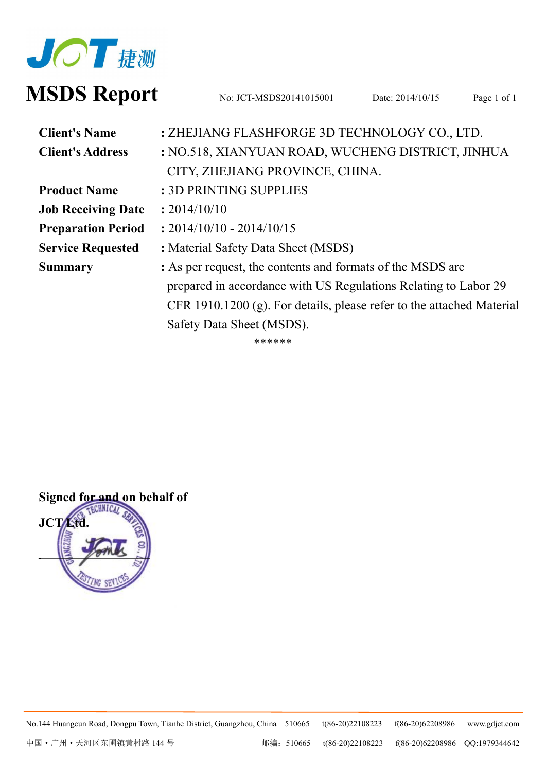# MSDS Report

No: JCT-MSDS20141015001 Date: 2014/10/15

| | |
|---|---|
| **Client's Name** | : ZHEJIANG FLASHFORGE 3D TECHNOLOGY CO., LTD. |
| **Client's Address** | : NO.518, XIANYUAN ROAD, WUCHENG DISTRICT, JINHUA CITY, ZHEJIANG PROVINCE, CHINA. |
| **Product Name** | : 3D PRINTING SUPPLIES |
| **Job Receiving Date** | : 2014/10/10 |
| **Preparation Period** | : 2014/10/10 - 2014/10/15 |
| **Service Requested** | : Material Safety Data Sheet (MSDS) |
| **Summary** | : As per request, the contents and formats of the MSDS are prepared in accordance with US Regulations Relating to Labor 29 CFR 1910.1200 (g). For details, please refer to the attached Material Safety Data Sheet (MSDS). |

******

**Signed for and on behalf of**

**JCT Ltd.**

No.144 Huangcun Road, Dongpu Town, Tianhe District, Guangzhou, China 510665 t(86-20)22108223 f(86-20)62208986 www.gdjct.com

中国 • 广州 • 天河区东圃镇黄村路 144 号 邮编：510665 t(86-20)22108223 f(86-20)62208986 QQ:1979344642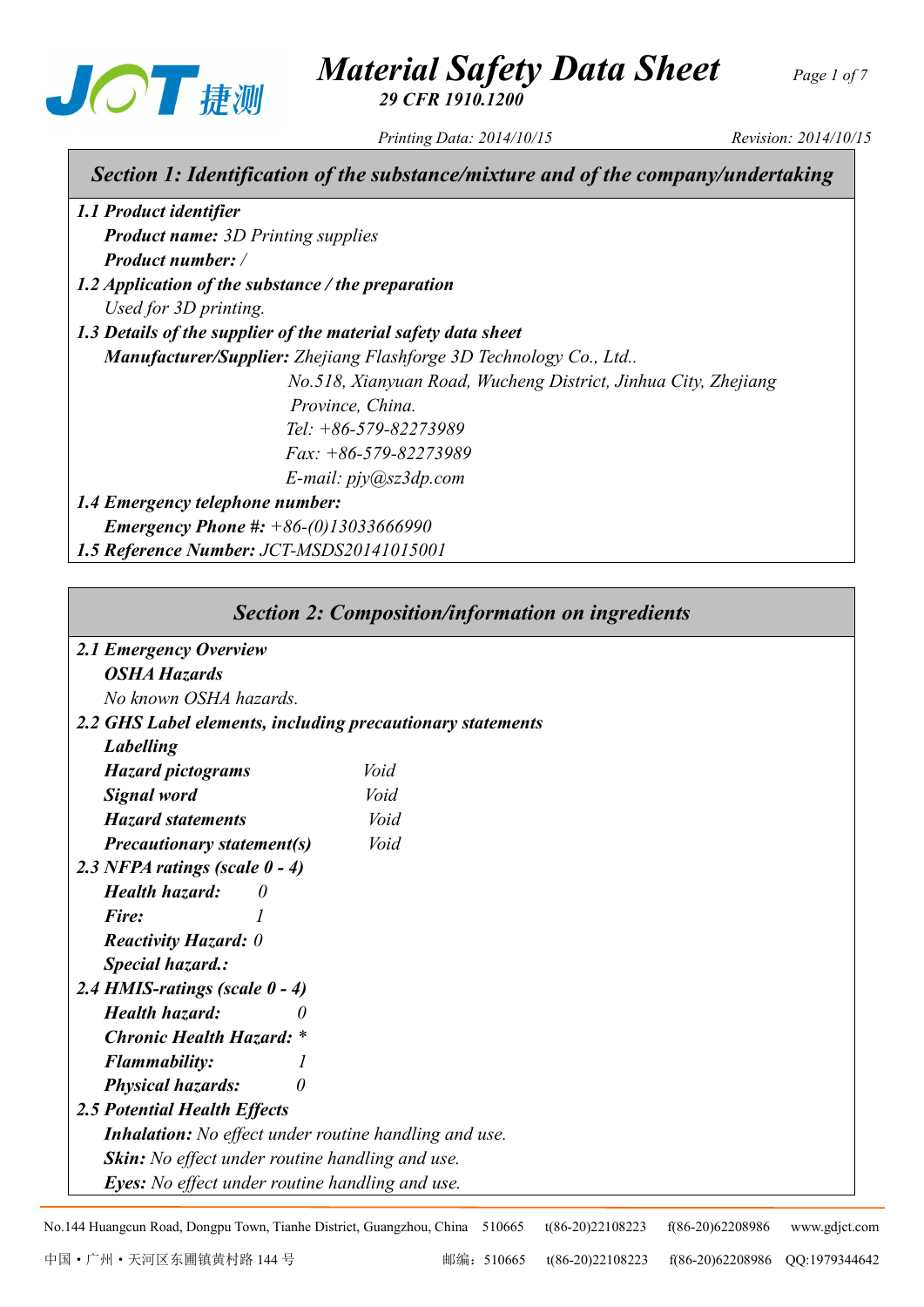# Material Safety Data Sheet

**29 CFR 1910.1200**

Printing Data: 2014/10/15 Revision: 2014/10/15

## Section 1: Identification of the substance/mixture and of the company/undertaking

***1.1 Product identifier***

***Product name:*** *3D Printing supplies*

***Product number:*** */*

***1.2 Application of the substance / the preparation***

*Used for 3D printing.*

***1.3 Details of the supplier of the material safety data sheet***

***Manufacturer/Supplier:*** *Zhejiang Flashforge 3D Technology Co., Ltd..*
*No.518, Xianyuan Road, Wucheng District, Jinhua City, Zhejiang Province, China.*
*Tel: +86-579-82273989*
*Fax: +86-579-82273989*
*E-mail: pjy@sz3dp.com*

***1.4 Emergency telephone number:***

***Emergency Phone #:*** *+86-(0)13033666990*

***1.5 Reference Number:*** *JCT-MSDS20141015001*

## Section 2: Composition/information on ingredients

***2.1 Emergency Overview***

***OSHA Hazards***

*No known OSHA hazards.*

***2.2 GHS Label elements, including precautionary statements***

***Labelling***

***Hazard pictograms*** *Void*

***Signal word*** *Void*

***Hazard statements*** *Void*

***Precautionary statement(s)*** *Void*

***2.3 NFPA ratings (scale 0 - 4)***

***Health hazard:*** *0*

***Fire:*** *1*

***Reactivity Hazard:*** *0*

***Special hazard.:***

***2.4 HMIS-ratings (scale 0 - 4)***

***Health hazard:*** *0*

***Chronic Health Hazard:*** *

***Flammability:*** *1*

***Physical hazards:*** *0*

***2.5 Potential Health Effects***

***Inhalation:*** *No effect under routine handling and use.*

***Skin:*** *No effect under routine handling and use.*

***Eyes:*** *No effect under routine handling and use.*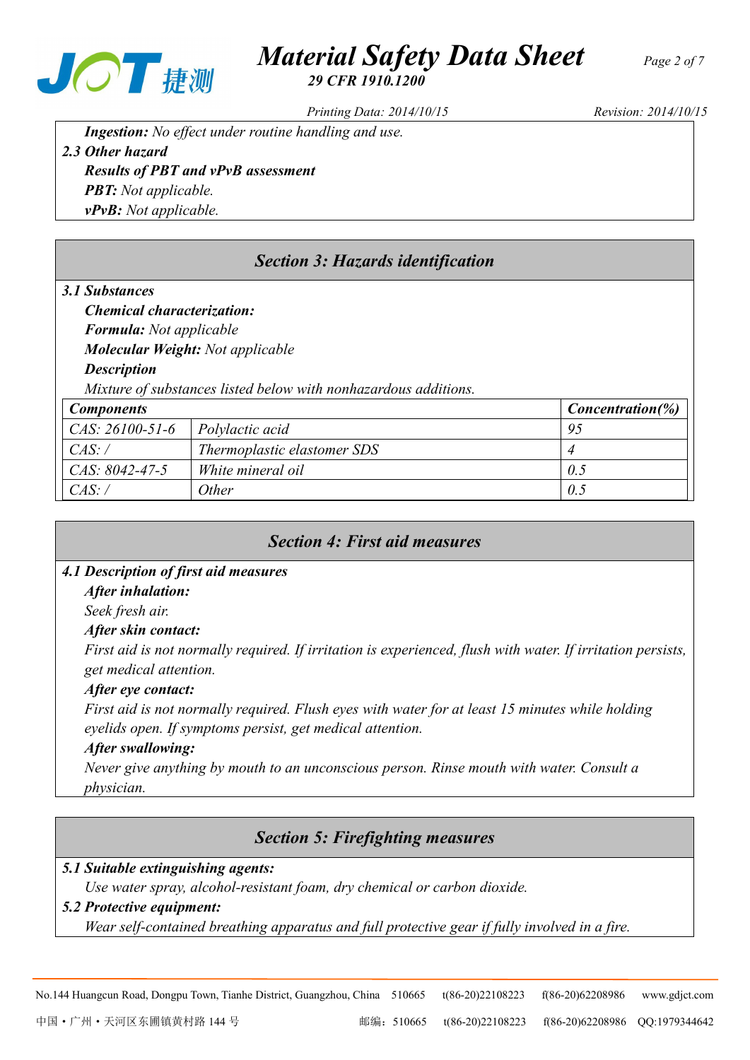***Ingestion:*** *No effect under routine handling and use.*

***2.3 Other hazard***

***Results of PBT and vPvB assessment***

***PBT:*** *Not applicable.*

***vPvB:*** *Not applicable.*

## *Section 3: Hazards identification*

***3.1 Substances***

***Chemical characterization:***

***Formula:*** *Not applicable*

***Molecular Weight:*** *Not applicable*

***Description***

*Mixture of substances listed below with nonhazardous additions.*

| ***Components*** | | ***Concentration(%)*** |
|---|---|---|
| *CAS: 26100-51-6* | *Polylactic acid* | *95* |
| *CAS: /* | *Thermoplastic elastomer SDS* | *4* |
| *CAS: 8042-47-5* | *White mineral oil* | *0.5* |
| *CAS: /* | *Other* | *0.5* |

## *Section 4: First aid measures*

***4.1 Description of first aid measures***

***After inhalation:***

*Seek fresh air.*

***After skin contact:***

*First aid is not normally required. If irritation is experienced, flush with water. If irritation persists, get medical attention.*

***After eye contact:***

*First aid is not normally required. Flush eyes with water for at least 15 minutes while holding eyelids open. If symptoms persist, get medical attention.*

***After swallowing:***

*Never give anything by mouth to an unconscious person. Rinse mouth with water. Consult a physician.*

## *Section 5: Firefighting measures*

***5.1 Suitable extinguishing agents:***

*Use water spray, alcohol-resistant foam, dry chemical or carbon dioxide.*

***5.2 Protective equipment:***

*Wear self-contained breathing apparatus and full protective gear if fully involved in a fire.*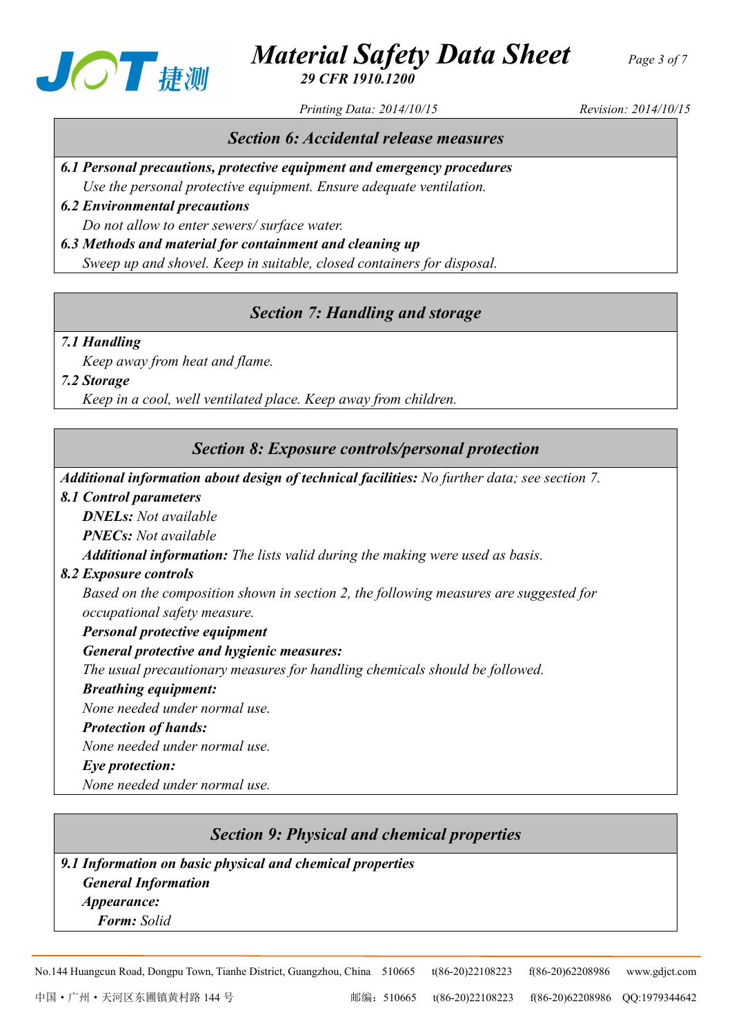## Section 6: Accidental release measures

***6.1 Personal precautions, protective equipment and emergency procedures***

*Use the personal protective equipment. Ensure adequate ventilation.*

***6.2 Environmental precautions***

*Do not allow to enter sewers/ surface water.*

***6.3 Methods and material for containment and cleaning up***

*Sweep up and shovel. Keep in suitable, closed containers for disposal.*

## Section 7: Handling and storage

***7.1 Handling***

*Keep away from heat and flame.*

***7.2 Storage***

*Keep in a cool, well ventilated place. Keep away from children.*

## Section 8: Exposure controls/personal protection

***Additional information about design of technical facilities:*** *No further data; see section 7.*

***8.1 Control parameters***

***DNELs:*** *Not available*

***PNECs:*** *Not available*

***Additional information:*** *The lists valid during the making were used as basis.*

***8.2 Exposure controls***

*Based on the composition shown in section 2, the following measures are suggested for occupational safety measure.*

***Personal protective equipment***

***General protective and hygienic measures:***

*The usual precautionary measures for handling chemicals should be followed.*

***Breathing equipment:***

*None needed under normal use.*

***Protection of hands:***

*None needed under normal use.*

***Eye protection:***

*None needed under normal use.*

## Section 9: Physical and chemical properties

***9.1 Information on basic physical and chemical properties***

***General Information***

***Appearance:***

***Form:*** *Solid*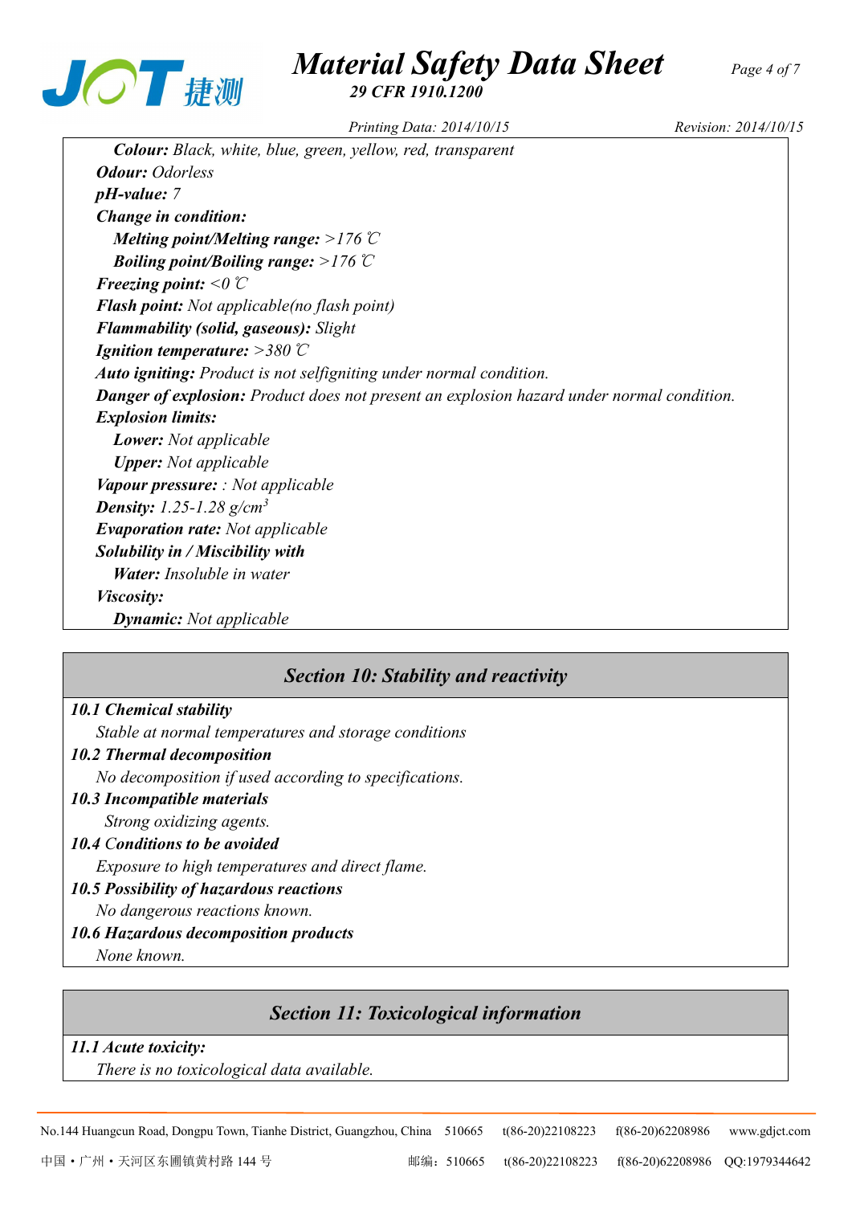*Colour:* Black, white, blue, green, yellow, red, transparent

***Odour:*** *Odorless*

***pH-value:*** *7*

***Change in condition:***

***Melting point/Melting range:*** *>176 ℃*

***Boiling point/Boiling range:*** *>176 ℃*

***Freezing point:*** *<0 ℃*

***Flash point:*** *Not applicable(no flash point)*

***Flammability (solid, gaseous):*** *Slight*

***Ignition temperature:*** *>380 ℃*

***Auto igniting:*** *Product is not selfigniting under normal condition.*

***Danger of explosion:*** *Product does not present an explosion hazard under normal condition.*

***Explosion limits:***

***Lower:*** *Not applicable*

***Upper:*** *Not applicable*

***Vapour pressure:*** *: Not applicable*

***Density:*** *1.25-1.28 g/cm*$^3$

***Evaporation rate:*** *Not applicable*

***Solubility in / Miscibility with***

***Water:*** *Insoluble in water*

***Viscosity:***

***Dynamic:*** *Not applicable*

## *Section 10: Stability and reactivity*

***10.1 Chemical stability***

*Stable at normal temperatures and storage conditions*

***10.2 Thermal decomposition***

*No decomposition if used according to specifications.*

***10.3 Incompatible materials***

*Strong oxidizing agents.*

***10.4 Conditions to be avoided***

*Exposure to high temperatures and direct flame.*

***10.5 Possibility of hazardous reactions***

*No dangerous reactions known.*

***10.6 Hazardous decomposition products***

*None known.*

## *Section 11: Toxicological information*

***11.1 Acute toxicity:***

*There is no toxicological data available.*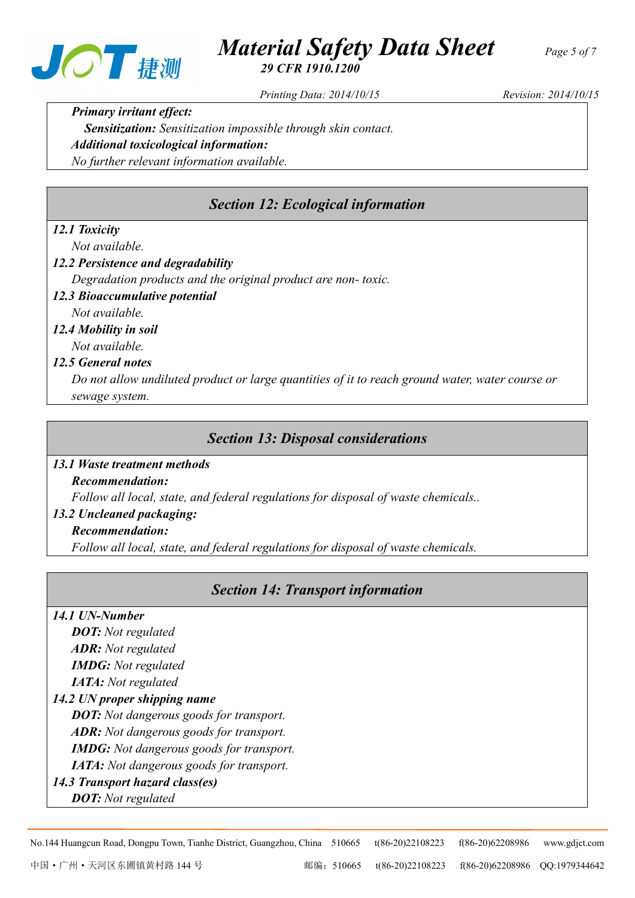***Primary irritant effect:***

***Sensitization:*** *Sensitization impossible through skin contact.*

***Additional toxicological information:***

*No further relevant information available.*

## *Section 12: Ecological information*

***12.1 Toxicity***

*Not available.*

***12.2 Persistence and degradability***

*Degradation products and the original product are non- toxic.*

***12.3 Bioaccumulative potential***

*Not available.*

***12.4 Mobility in soil***

*Not available.*

***12.5 General notes***

*Do not allow undiluted product or large quantities of it to reach ground water, water course or sewage system.*

## *Section 13: Disposal considerations*

***13.1 Waste treatment methods***

***Recommendation:***

*Follow all local, state, and federal regulations for disposal of waste chemicals..*

***13.2 Uncleaned packaging:***

***Recommendation:***

*Follow all local, state, and federal regulations for disposal of waste chemicals.*

## *Section 14: Transport information*

***14.1 UN-Number***

***DOT:*** *Not regulated*

***ADR:*** *Not regulated*

***IMDG:*** *Not regulated*

***IATA:*** *Not regulated*

***14.2 UN proper shipping name***

***DOT:*** *Not dangerous goods for transport.*

***ADR:*** *Not dangerous goods for transport.*

***IMDG:*** *Not dangerous goods for transport.*

***IATA:*** *Not dangerous goods for transport.*

***14.3 Transport hazard class(es)***

***DOT:*** *Not regulated*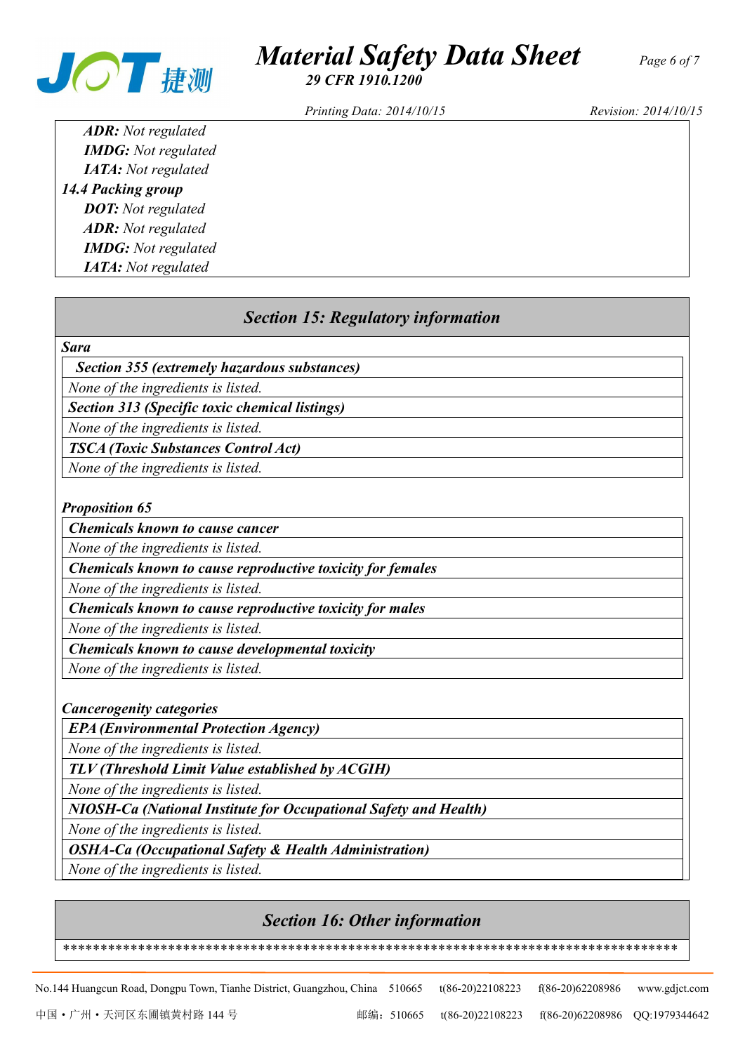***ADR:*** *Not regulated*
***IMDG:*** *Not regulated*
***IATA:*** *Not regulated*

***14.4 Packing group***

***DOT:*** *Not regulated*
***ADR:*** *Not regulated*
***IMDG:*** *Not regulated*
***IATA:*** *Not regulated*

## *Section 15: Regulatory information*

***Sara***

| ***Section 355 (extremely hazardous substances)*** |
|---|
| *None of the ingredients is listed.* |
| ***Section 313 (Specific toxic chemical listings)*** |
| *None of the ingredients is listed.* |
| ***TSCA (Toxic Substances Control Act)*** |
| *None of the ingredients is listed.* |

***Proposition 65***

| ***Chemicals known to cause cancer*** |
|---|
| *None of the ingredients is listed.* |
| ***Chemicals known to cause reproductive toxicity for females*** |
| *None of the ingredients is listed.* |
| ***Chemicals known to cause reproductive toxicity for males*** |
| *None of the ingredients is listed.* |
| ***Chemicals known to cause developmental toxicity*** |
| *None of the ingredients is listed.* |

***Cancerogenity categories***

| ***EPA (Environmental Protection Agency)*** |
|---|
| *None of the ingredients is listed.* |
| ***TLV (Threshold Limit Value established by ACGIH)*** |
| *None of the ingredients is listed.* |
| ***NIOSH-Ca (National Institute for Occupational Safety and Health)*** |
| *None of the ingredients is listed.* |
| ***OSHA-Ca (Occupational Safety & Health Administration)*** |
| *None of the ingredients is listed.* |

## *Section 16: Other information*

*********************************************************************************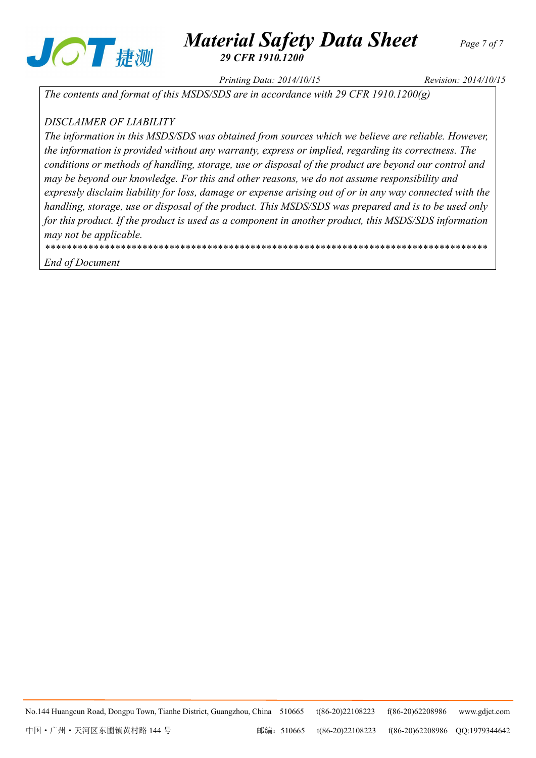*The contents and format of this MSDS/SDS are in accordance with 29 CFR 1910.1200(g)*

*DISCLAIMER OF LIABILITY*

*The information in this MSDS/SDS was obtained from sources which we believe are reliable. However, the information is provided without any warranty, express or implied, regarding its correctness. The conditions or methods of handling, storage, use or disposal of the product are beyond our control and may be beyond our knowledge. For this and other reasons, we do not assume responsibility and expressly disclaim liability for loss, damage or expense arising out of or in any way connected with the handling, storage, use or disposal of the product. This MSDS/SDS was prepared and is to be used only for this product. If the product is used as a component in another product, this MSDS/SDS information may not be applicable.*

*************************************************************************************

*End of Document*